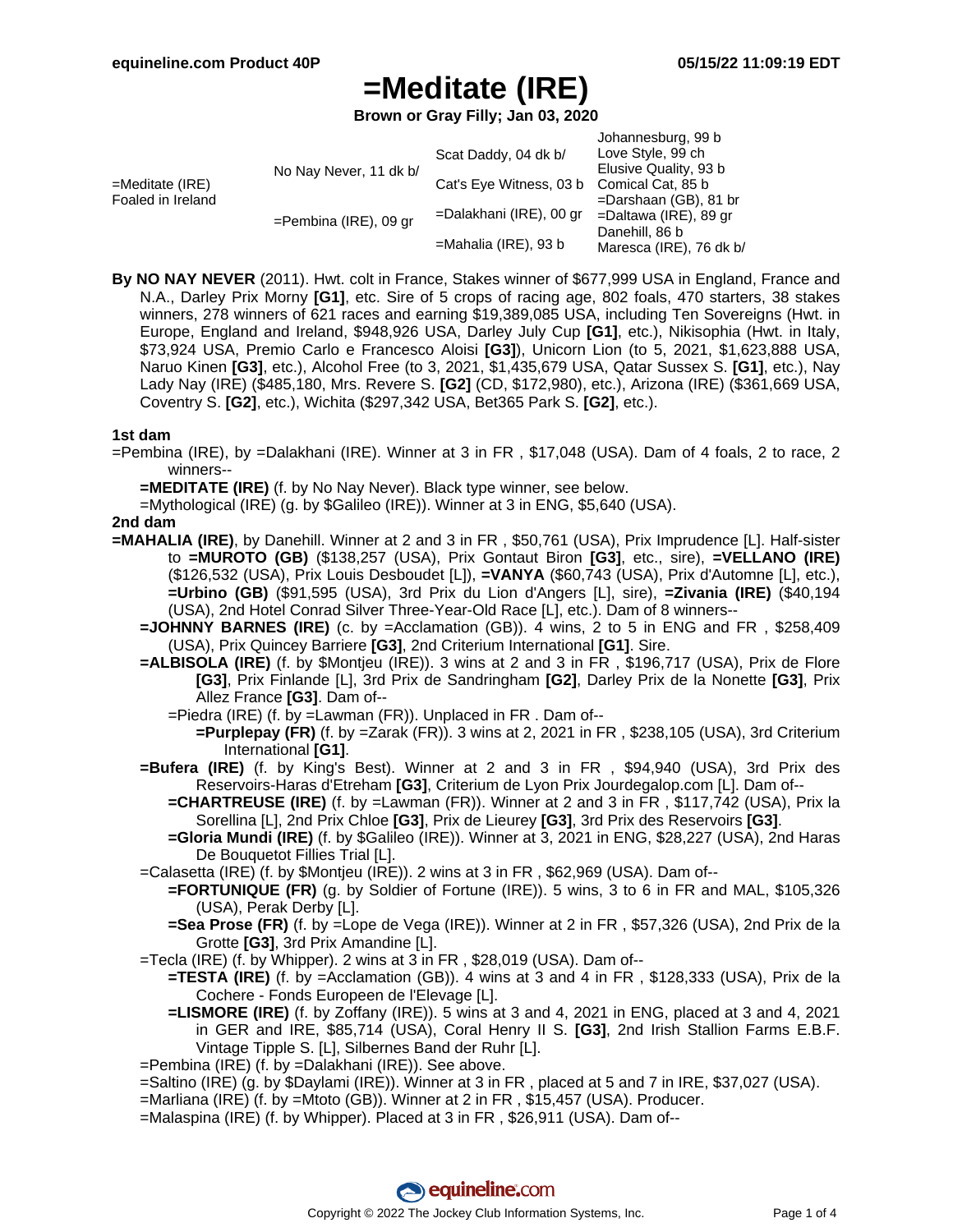# =Meditate (IRE)

**Brown or Gray Filly; Jan 03, 2020**

| | | | |
|---|---|---|---|
| =Meditate (IRE) Foaled in Ireland | No Nay Never, 11 dk b/ | Scat Daddy, 04 dk b/ | Johannesburg, 99 b |
| | | | Love Style, 99 ch |
| | | Cat's Eye Witness, 03 b | Elusive Quality, 93 b |
| | | | Comical Cat, 85 b |
| | =Pembina (IRE), 09 gr | =Dalakhani (IRE), 00 gr | =Darshaan (GB), 81 br |
| | | | =Daltawa (IRE), 89 gr |
| | | =Mahalia (IRE), 93 b | Danehill, 86 b |
| | | | Maresca (IRE), 76 dk b/ |

**By NO NAY NEVER** (2011). Hwt. colt in France, Stakes winner of $677,999 USA in England, France and N.A., Darley Prix Morny **[G1]**, etc. Sire of 5 crops of racing age, 802 foals, 470 starters, 38 stakes winners, 278 winners of 621 races and earning $19,389,085 USA, including Ten Sovereigns (Hwt. in Europe, England and Ireland, $948,926 USA, Darley July Cup **[G1]**, etc.), Nikisophia (Hwt. in Italy, $73,924 USA, Premio Carlo e Francesco Aloisi **[G3]**), Unicorn Lion (to 5, 2021, $1,623,888 USA, Naruo Kinen **[G3]**, etc.), Alcohol Free (to 3, 2021, $1,435,679 USA, Qatar Sussex S. **[G1]**, etc.), Nay Lady Nay (IRE) ($485,180, Mrs. Revere S. **[G2]** (CD, $172,980), etc.), Arizona (IRE) ($361,669 USA, Coventry S. **[G2]**, etc.), Wichita ($297,342 USA, Bet365 Park S. **[G2]**, etc.).

**1st dam**

=Pembina (IRE), by =Dalakhani (IRE). Winner at 3 in FR , $17,048 (USA). Dam of 4 foals, 2 to race, 2 winners--

- **=MEDITATE (IRE)** (f. by No Nay Never). Black type winner, see below.
- =Mythological (IRE) (g. by $Galileo (IRE)). Winner at 3 in ENG, $5,640 (USA).

**2nd dam**

**=MAHALIA (IRE)**, by Danehill. Winner at 2 and 3 in FR , $50,761 (USA), Prix Imprudence [L]. Half-sister to **=MUROTO (GB)** ($138,257 (USA), Prix Gontaut Biron **[G3]**, etc., sire), **=VELLANO (IRE)** ($126,532 (USA), Prix Louis Desboudet [L]), **=VANYA** ($60,743 (USA), Prix d'Automne [L], etc.), **=Urbino (GB)** ($91,595 (USA), 3rd Prix du Lion d'Angers [L], sire), **=Zivania (IRE)** ($40,194 (USA), 2nd Hotel Conrad Silver Three-Year-Old Race [L], etc.). Dam of 8 winners--

- **=JOHNNY BARNES (IRE)** (c. by =Acclamation (GB)). 4 wins, 2 to 5 in ENG and FR , $258,409 (USA), Prix Quincey Barriere **[G3]**, 2nd Criterium International **[G1]**. Sire.
- **=ALBISOLA (IRE)** (f. by $Montjeu (IRE)). 3 wins at 2 and 3 in FR , $196,717 (USA), Prix de Flore **[G3]**, Prix Finlande [L], 3rd Prix de Sandringham **[G2]**, Darley Prix de la Nonette **[G3]**, Prix Allez France **[G3]**. Dam of--
  - =Piedra (IRE) (f. by =Lawman (FR)). Unplaced in FR . Dam of--
    - **=Purplepay (FR)** (f. by =Zarak (FR)). 3 wins at 2, 2021 in FR , $238,105 (USA), 3rd Criterium International **[G1]**.
- **=Bufera (IRE)** (f. by King's Best). Winner at 2 and 3 in FR , $94,940 (USA), 3rd Prix des Reservoirs-Haras d'Etreham **[G3]**, Criterium de Lyon Prix Jourdegalop.com [L]. Dam of--
  - **=CHARTREUSE (IRE)** (f. by =Lawman (FR)). Winner at 2 and 3 in FR , $117,742 (USA), Prix la Sorellina [L], 2nd Prix Chloe **[G3]**, Prix de Lieurey **[G3]**, 3rd Prix des Reservoirs **[G3]**.
  - **=Gloria Mundi (IRE)** (f. by $Galileo (IRE)). Winner at 3, 2021 in ENG, $28,227 (USA), 2nd Haras De Bouquetot Fillies Trial [L].
- =Calasetta (IRE) (f. by $Montjeu (IRE)). 2 wins at 3 in FR , $62,969 (USA). Dam of--
  - **=FORTUNIQUE (FR)** (g. by Soldier of Fortune (IRE)). 5 wins, 3 to 6 in FR and MAL, $105,326 (USA), Perak Derby [L].
  - **=Sea Prose (FR)** (f. by =Lope de Vega (IRE)). Winner at 2 in FR , $57,326 (USA), 2nd Prix de la Grotte **[G3]**, 3rd Prix Amandine [L].
- =Tecla (IRE) (f. by Whipper). 2 wins at 3 in FR , $28,019 (USA). Dam of--
  - **=TESTA (IRE)** (f. by =Acclamation (GB)). 4 wins at 3 and 4 in FR , $128,333 (USA), Prix de la Cochere - Fonds Europeen de l'Elevage [L].
  - **=LISMORE (IRE)** (f. by Zoffany (IRE)). 5 wins at 3 and 4, 2021 in ENG, placed at 3 and 4, 2021 in GER and IRE, $85,714 (USA), Coral Henry II S. **[G3]**, 2nd Irish Stallion Farms E.B.F. Vintage Tipple S. [L], Silbernes Band der Ruhr [L].
- =Pembina (IRE) (f. by =Dalakhani (IRE)). See above.
- =Saltino (IRE) (g. by $Daylami (IRE)). Winner at 3 in FR , placed at 5 and 7 in IRE, $37,027 (USA).
- =Marliana (IRE) (f. by =Mtoto (GB)). Winner at 2 in FR , $15,457 (USA). Producer.
- =Malaspina (IRE) (f. by Whipper). Placed at 3 in FR , $26,911 (USA). Dam of--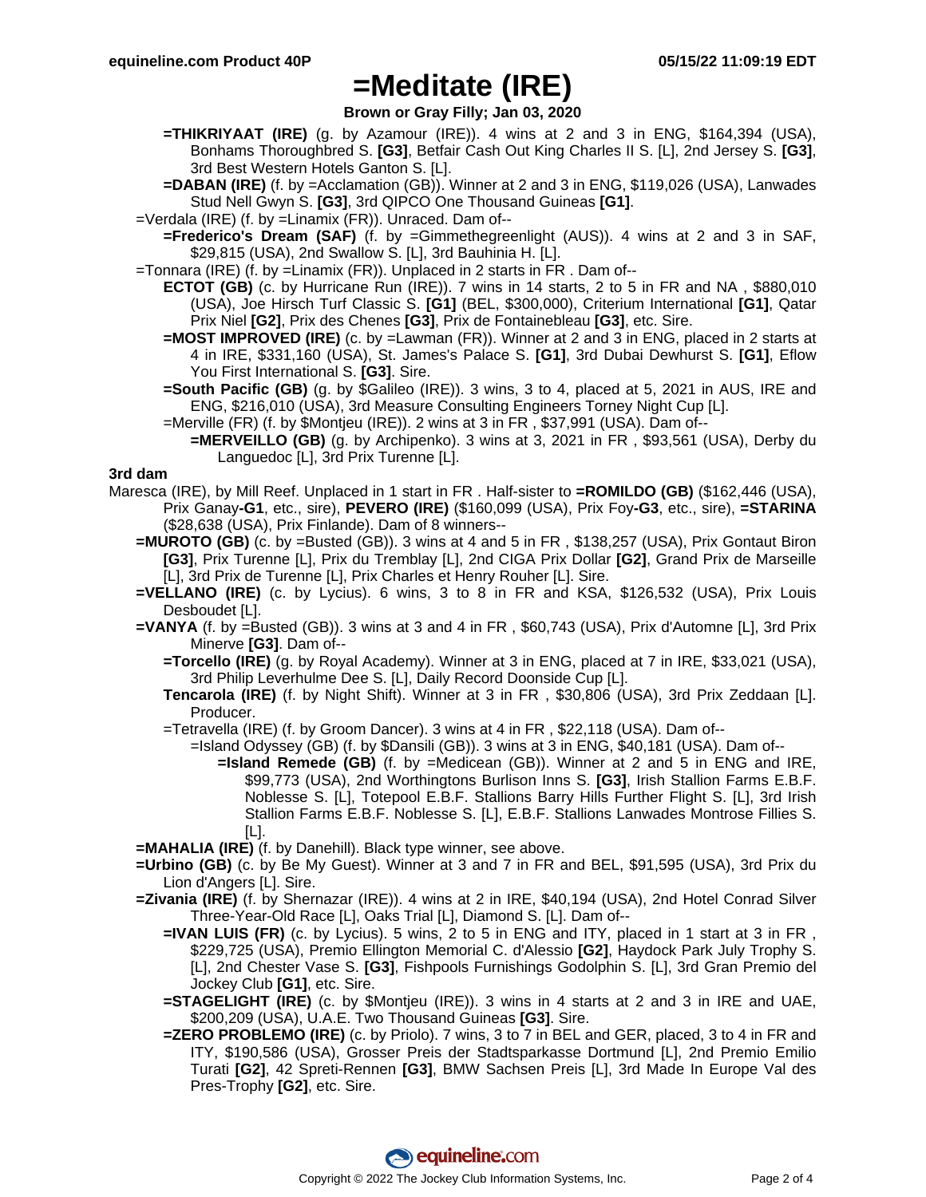# =Meditate (IRE)

**Brown or Gray Filly; Jan 03, 2020**

- **=THIKRIYAAT (IRE)** (g. by Azamour (IRE)). 4 wins at 2 and 3 in ENG, $164,394 (USA), Bonhams Thoroughbred S. **[G3]**, Betfair Cash Out King Charles II S. [L], 2nd Jersey S. **[G3]**, 3rd Best Western Hotels Ganton S. [L].
- **=DABAN (IRE)** (f. by =Acclamation (GB)). Winner at 2 and 3 in ENG, $119,026 (USA), Lanwades Stud Nell Gwyn S. **[G3]**, 3rd QIPCO One Thousand Guineas **[G1]**.

=Verdala (IRE) (f. by =Linamix (FR)). Unraced. Dam of--

- **=Frederico's Dream (SAF)** (f. by =Gimmethegreenlight (AUS)). 4 wins at 2 and 3 in SAF, $29,815 (USA), 2nd Swallow S. [L], 3rd Bauhinia H. [L].

=Tonnara (IRE) (f. by =Linamix (FR)). Unplaced in 2 starts in FR . Dam of--

- **ECTOT (GB)** (c. by Hurricane Run (IRE)). 7 wins in 14 starts, 2 to 5 in FR and NA , $880,010 (USA), Joe Hirsch Turf Classic S. **[G1]** (BEL, $300,000), Criterium International **[G1]**, Qatar Prix Niel **[G2]**, Prix des Chenes **[G3]**, Prix de Fontainebleau **[G3]**, etc. Sire.
- **=MOST IMPROVED (IRE)** (c. by =Lawman (FR)). Winner at 2 and 3 in ENG, placed in 2 starts at 4 in IRE, $331,160 (USA), St. James's Palace S. **[G1]**, 3rd Dubai Dewhurst S. **[G1]**, Eflow You First International S. **[G3]**. Sire.
- **=South Pacific (GB)** (g. by $Galileo (IRE)). 3 wins, 3 to 4, placed at 5, 2021 in AUS, IRE and ENG, $216,010 (USA), 3rd Measure Consulting Engineers Torney Night Cup [L].
- =Merville (FR) (f. by $Montjeu (IRE)). 2 wins at 3 in FR , $37,991 (USA). Dam of--
  - **=MERVEILLO (GB)** (g. by Archipenko). 3 wins at 3, 2021 in FR , $93,561 (USA), Derby du Languedoc [L], 3rd Prix Turenne [L].

### 3rd dam

Maresca (IRE), by Mill Reef. Unplaced in 1 start in FR . Half-sister to **=ROMILDO (GB)** ($162,446 (USA), Prix Ganay**-G1**, etc., sire), **PEVERO (IRE)** ($160,099 (USA), Prix Foy**-G3**, etc., sire), **=STARINA** ($28,638 (USA), Prix Finlande). Dam of 8 winners--

- **=MUROTO (GB)** (c. by =Busted (GB)). 3 wins at 4 and 5 in FR , $138,257 (USA), Prix Gontaut Biron **[G3]**, Prix Turenne [L], Prix du Tremblay [L], 2nd CIGA Prix Dollar **[G2]**, Grand Prix de Marseille [L], 3rd Prix de Turenne [L], Prix Charles et Henry Rouher [L]. Sire.
- **=VELLANO (IRE)** (c. by Lycius). 6 wins, 3 to 8 in FR and KSA, $126,532 (USA), Prix Louis Desboudet [L].
- **=VANYA** (f. by =Busted (GB)). 3 wins at 3 and 4 in FR , $60,743 (USA), Prix d'Automne [L], 3rd Prix Minerve **[G3]**. Dam of--
  - **=Torcello (IRE)** (g. by Royal Academy). Winner at 3 in ENG, placed at 7 in IRE, $33,021 (USA), 3rd Philip Leverhulme Dee S. [L], Daily Record Doonside Cup [L].
  - **Tencarola (IRE)** (f. by Night Shift). Winner at 3 in FR , $30,806 (USA), 3rd Prix Zeddaan [L]. Producer.
  - =Tetravella (IRE) (f. by Groom Dancer). 3 wins at 4 in FR , $22,118 (USA). Dam of--
    - =Island Odyssey (GB) (f. by $Dansili (GB)). 3 wins at 3 in ENG, $40,181 (USA). Dam of--
      - **=Island Remede (GB)** (f. by =Medicean (GB)). Winner at 2 and 5 in ENG and IRE, $99,773 (USA), 2nd Worthingtons Burlison Inns S. **[G3]**, Irish Stallion Farms E.B.F. Noblesse S. [L], Totepool E.B.F. Stallions Barry Hills Further Flight S. [L], 3rd Irish Stallion Farms E.B.F. Noblesse S. [L], E.B.F. Stallions Lanwades Montrose Fillies S. [L].
- **=MAHALIA (IRE)** (f. by Danehill). Black type winner, see above.
- **=Urbino (GB)** (c. by Be My Guest). Winner at 3 and 7 in FR and BEL, $91,595 (USA), 3rd Prix du Lion d'Angers [L]. Sire.
- **=Zivania (IRE)** (f. by Shernazar (IRE)). 4 wins at 2 in IRE, $40,194 (USA), 2nd Hotel Conrad Silver Three-Year-Old Race [L], Oaks Trial [L], Diamond S. [L]. Dam of--
  - **=IVAN LUIS (FR)** (c. by Lycius). 5 wins, 2 to 5 in ENG and ITY, placed in 1 start at 3 in FR , $229,725 (USA), Premio Ellington Memorial C. d'Alessio **[G2]**, Haydock Park July Trophy S. [L], 2nd Chester Vase S. **[G3]**, Fishpools Furnishings Godolphin S. [L], 3rd Gran Premio del Jockey Club **[G1]**, etc. Sire.
  - **=STAGELIGHT (IRE)** (c. by $Montjeu (IRE)). 3 wins in 4 starts at 2 and 3 in IRE and UAE, $200,209 (USA), U.A.E. Two Thousand Guineas **[G3]**. Sire.
  - **=ZERO PROBLEMO (IRE)** (c. by Priolo). 7 wins, 3 to 7 in BEL and GER, placed, 3 to 4 in FR and ITY, $190,586 (USA), Grosser Preis der Stadtsparkasse Dortmund [L], 2nd Premio Emilio Turati **[G2]**, 42 Spreti-Rennen **[G3]**, BMW Sachsen Preis [L], 3rd Made In Europe Val des Pres-Trophy **[G2]**, etc. Sire.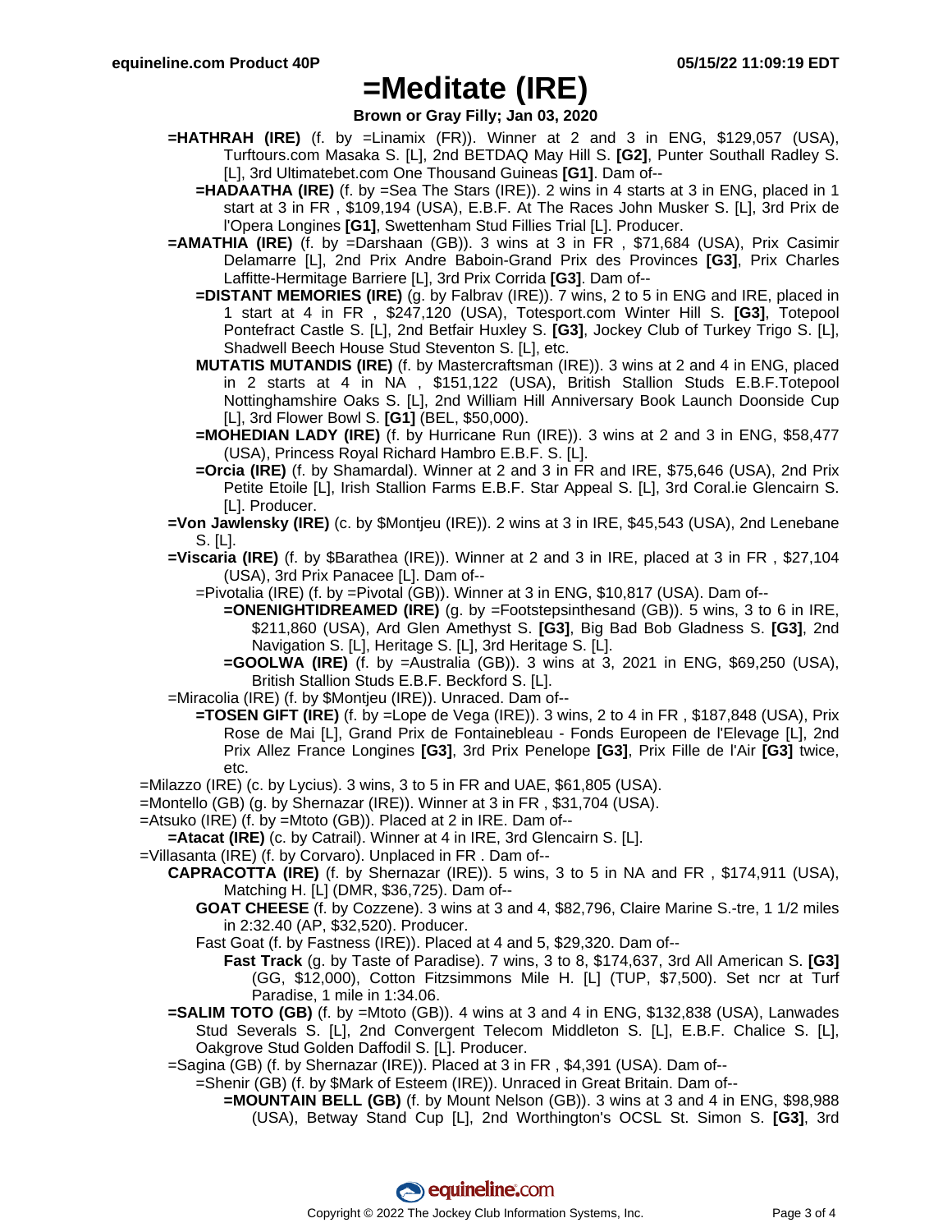# =Meditate (IRE)

**Brown or Gray Filly; Jan 03, 2020**

- **=HATHRAH (IRE)** (f. by =Linamix (FR)). Winner at 2 and 3 in ENG, $129,057 (USA), Turftours.com Masaka S. [L], 2nd BETDAQ May Hill S. **[G2]**, Punter Southall Radley S. [L], 3rd Ultimatebet.com One Thousand Guineas **[G1]**. Dam of--
  - **=HADAATHA (IRE)** (f. by =Sea The Stars (IRE)). 2 wins in 4 starts at 3 in ENG, placed in 1 start at 3 in FR , $109,194 (USA), E.B.F. At The Races John Musker S. [L], 3rd Prix de l'Opera Longines **[G1]**, Swettenham Stud Fillies Trial [L]. Producer.
- **=AMATHIA (IRE)** (f. by =Darshaan (GB)). 3 wins at 3 in FR , $71,684 (USA), Prix Casimir Delamarre [L], 2nd Prix Andre Baboin-Grand Prix des Provinces **[G3]**, Prix Charles Laffitte-Hermitage Barriere [L], 3rd Prix Corrida **[G3]**. Dam of--
  - **=DISTANT MEMORIES (IRE)** (g. by Falbrav (IRE)). 7 wins, 2 to 5 in ENG and IRE, placed in 1 start at 4 in FR , $247,120 (USA), Totesport.com Winter Hill S. **[G3]**, Totepool Pontefract Castle S. [L], 2nd Betfair Huxley S. **[G3]**, Jockey Club of Turkey Trigo S. [L], Shadwell Beech House Stud Steventon S. [L], etc.
  - **MUTATIS MUTANDIS (IRE)** (f. by Mastercraftsman (IRE)). 3 wins at 2 and 4 in ENG, placed in 2 starts at 4 in NA , $151,122 (USA), British Stallion Studs E.B.F.Totepool Nottinghamshire Oaks S. [L], 2nd William Hill Anniversary Book Launch Doonside Cup [L], 3rd Flower Bowl S. **[G1]** (BEL, $50,000).
  - **=MOHEDIAN LADY (IRE)** (f. by Hurricane Run (IRE)). 3 wins at 2 and 3 in ENG, $58,477 (USA), Princess Royal Richard Hambro E.B.F. S. [L].
  - **=Orcia (IRE)** (f. by Shamardal). Winner at 2 and 3 in FR and IRE, $75,646 (USA), 2nd Prix Petite Etoile [L], Irish Stallion Farms E.B.F. Star Appeal S. [L], 3rd Coral.ie Glencairn S. [L]. Producer.
- **=Von Jawlensky (IRE)** (c. by $Montjeu (IRE)). 2 wins at 3 in IRE, $45,543 (USA), 2nd Lenebane S. [L].
- **=Viscaria (IRE)** (f. by $Barathea (IRE)). Winner at 2 and 3 in IRE, placed at 3 in FR , $27,104 (USA), 3rd Prix Panacee [L]. Dam of--
  - =Pivotalia (IRE) (f. by =Pivotal (GB)). Winner at 3 in ENG, $10,817 (USA). Dam of--
    - **=ONENIGHTIDREAMED (IRE)** (g. by =Footstepsinthesand (GB)). 5 wins, 3 to 6 in IRE, $211,860 (USA), Ard Glen Amethyst S. **[G3]**, Big Bad Bob Gladness S. **[G3]**, 2nd Navigation S. [L], Heritage S. [L], 3rd Heritage S. [L].
    - **=GOOLWA (IRE)** (f. by =Australia (GB)). 3 wins at 3, 2021 in ENG, $69,250 (USA), British Stallion Studs E.B.F. Beckford S. [L].
- =Miracolia (IRE) (f. by $Montjeu (IRE)). Unraced. Dam of--
  - **=TOSEN GIFT (IRE)** (f. by =Lope de Vega (IRE)). 3 wins, 2 to 4 in FR , $187,848 (USA), Prix Rose de Mai [L], Grand Prix de Fontainebleau - Fonds Europeen de l'Elevage [L], 2nd Prix Allez France Longines **[G3]**, 3rd Prix Penelope **[G3]**, Prix Fille de l'Air **[G3]** twice, etc.

=Milazzo (IRE) (c. by Lycius). 3 wins, 3 to 5 in FR and UAE, $61,805 (USA).

=Montello (GB) (g. by Shernazar (IRE)). Winner at 3 in FR , $31,704 (USA).

=Atsuko (IRE) (f. by =Mtoto (GB)). Placed at 2 in IRE. Dam of--

- **=Atacat (IRE)** (c. by Catrail). Winner at 4 in IRE, 3rd Glencairn S. [L].

=Villasanta (IRE) (f. by Corvaro). Unplaced in FR . Dam of--

- **CAPRACOTTA (IRE)** (f. by Shernazar (IRE)). 5 wins, 3 to 5 in NA and FR , $174,911 (USA), Matching H. [L] (DMR, $36,725). Dam of--
  - **GOAT CHEESE** (f. by Cozzene). 3 wins at 3 and 4, $82,796, Claire Marine S.-tre, 1 1/2 miles in 2:32.40 (AP, $32,520). Producer.
  - Fast Goat (f. by Fastness (IRE)). Placed at 4 and 5, $29,320. Dam of--
    - **Fast Track** (g. by Taste of Paradise). 7 wins, 3 to 8, $174,637, 3rd All American S. **[G3]** (GG, $12,000), Cotton Fitzsimmons Mile H. [L] (TUP, $7,500). Set ncr at Turf Paradise, 1 mile in 1:34.06.
- **=SALIM TOTO (GB)** (f. by =Mtoto (GB)). 4 wins at 3 and 4 in ENG, $132,838 (USA), Lanwades Stud Severals S. [L], 2nd Convergent Telecom Middleton S. [L], E.B.F. Chalice S. [L], Oakgrove Stud Golden Daffodil S. [L]. Producer.
- =Sagina (GB) (f. by Shernazar (IRE)). Placed at 3 in FR , $4,391 (USA). Dam of--
  - =Shenir (GB) (f. by $Mark of Esteem (IRE)). Unraced in Great Britain. Dam of--
    - **=MOUNTAIN BELL (GB)** (f. by Mount Nelson (GB)). 3 wins at 3 and 4 in ENG, $98,988 (USA), Betway Stand Cup [L], 2nd Worthington's OCSL St. Simon S. **[G3]**, 3rd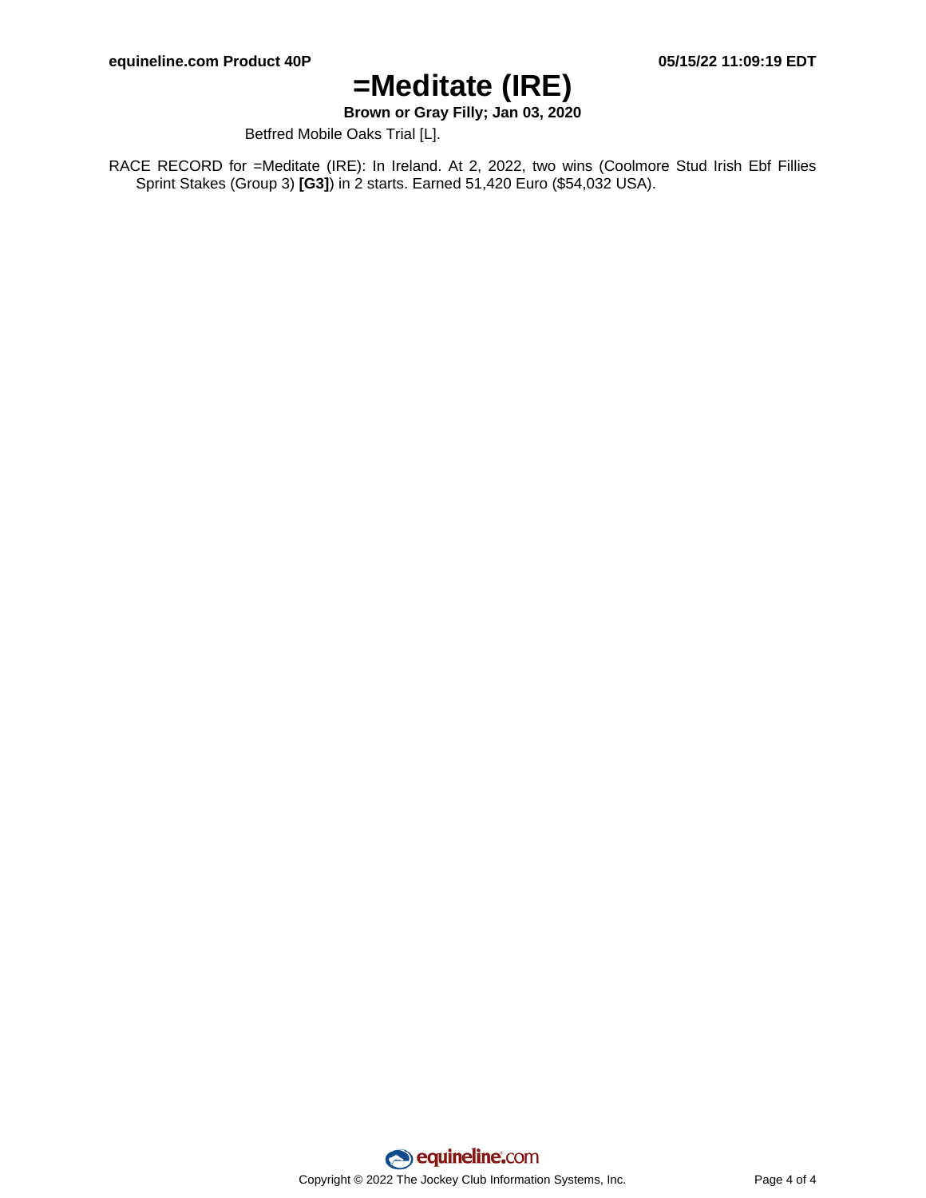# =Meditate (IRE)

**Brown or Gray Filly; Jan 03, 2020**

Betfred Mobile Oaks Trial [L].

RACE RECORD for =Meditate (IRE): In Ireland. At 2, 2022, two wins (Coolmore Stud Irish Ebf Fillies Sprint Stakes (Group 3) **[G3]**) in 2 starts. Earned 51,420 Euro ($54,032 USA).